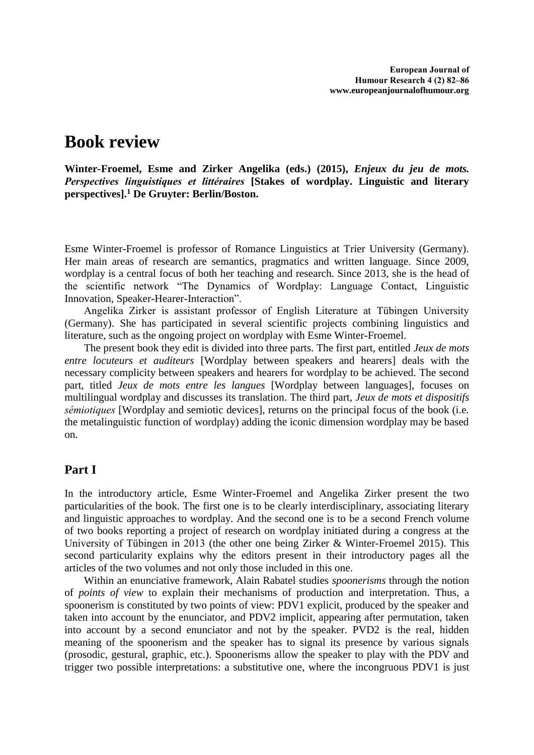# Book review

**Winter-Froemel, Esme and Zirker Angelika (eds.) (2015), *Enjeux du jeu de mots. Perspectives linguistiques et littéraires* [Stakes of wordplay. Linguistic and literary perspectives].[1] De Gruyter: Berlin/Boston.**

Esme Winter-Froemel is professor of Romance Linguistics at Trier University (Germany). Her main areas of research are semantics, pragmatics and written language. Since 2009, wordplay is a central focus of both her teaching and research. Since 2013, she is the head of the scientific network "The Dynamics of Wordplay: Language Contact, Linguistic Innovation, Speaker-Hearer-Interaction".

Angelika Zirker is assistant professor of English Literature at Tübingen University (Germany). She has participated in several scientific projects combining linguistics and literature, such as the ongoing project on wordplay with Esme Winter-Froemel.

The present book they edit is divided into three parts. The first part, entitled *Jeux de mots entre locuteurs et auditeurs* [Wordplay between speakers and hearers] deals with the necessary complicity between speakers and hearers for wordplay to be achieved. The second part, titled *Jeux de mots entre les langues* [Wordplay between languages], focuses on multilingual wordplay and discusses its translation. The third part, *Jeux de mots et dispositifs sémiotiques* [Wordplay and semiotic devices], returns on the principal focus of the book (i.e. the metalinguistic function of wordplay) adding the iconic dimension wordplay may be based on.

## Part I

In the introductory article, Esme Winter-Froemel and Angelika Zirker present the two particularities of the book. The first one is to be clearly interdisciplinary, associating literary and linguistic approaches to wordplay. And the second one is to be a second French volume of two books reporting a project of research on wordplay initiated during a congress at the University of Tübingen in 2013 (the other one being Zirker & Winter-Froemel 2015). This second particularity explains why the editors present in their introductory pages all the articles of the two volumes and not only those included in this one.

Within an enunciative framework, Alain Rabatel studies *spoonerisms* through the notion of *points of view* to explain their mechanisms of production and interpretation. Thus, a spoonerism is constituted by two points of view: PDV1 explicit, produced by the speaker and taken into account by the enunciator, and PDV2 implicit, appearing after permutation, taken into account by a second enunciator and not by the speaker. PVD2 is the real, hidden meaning of the spoonerism and the speaker has to signal its presence by various signals (prosodic, gestural, graphic, etc.). Spoonerisms allow the speaker to play with the PDV and trigger two possible interpretations: a substitutive one, where the incongruous PDV1 is just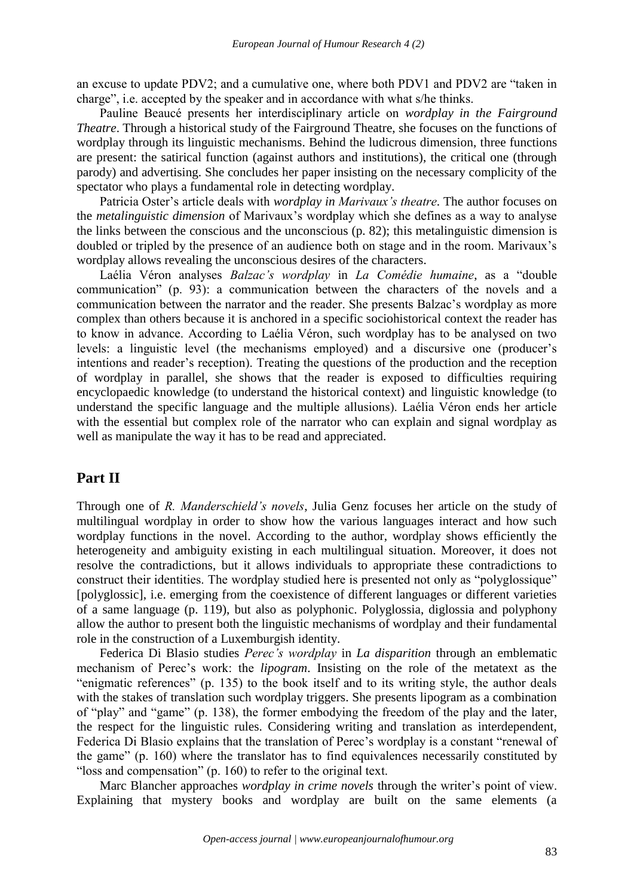an excuse to update PDV2; and a cumulative one, where both PDV1 and PDV2 are "taken in charge", i.e. accepted by the speaker and in accordance with what s/he thinks.

Pauline Beaucé presents her interdisciplinary article on *wordplay in the Fairground Theatre*. Through a historical study of the Fairground Theatre, she focuses on the functions of wordplay through its linguistic mechanisms. Behind the ludicrous dimension, three functions are present: the satirical function (against authors and institutions), the critical one (through parody) and advertising. She concludes her paper insisting on the necessary complicity of the spectator who plays a fundamental role in detecting wordplay.

Patricia Oster's article deals with *wordplay in Marivaux's theatre*. The author focuses on the *metalinguistic dimension* of Marivaux's wordplay which she defines as a way to analyse the links between the conscious and the unconscious (p. 82); this metalinguistic dimension is doubled or tripled by the presence of an audience both on stage and in the room. Marivaux's wordplay allows revealing the unconscious desires of the characters.

Laélia Véron analyses *Balzac's wordplay* in *La Comédie humaine*, as a "double communication" (p. 93): a communication between the characters of the novels and a communication between the narrator and the reader. She presents Balzac's wordplay as more complex than others because it is anchored in a specific sociohistorical context the reader has to know in advance. According to Laélia Véron, such wordplay has to be analysed on two levels: a linguistic level (the mechanisms employed) and a discursive one (producer's intentions and reader's reception). Treating the questions of the production and the reception of wordplay in parallel, she shows that the reader is exposed to difficulties requiring encyclopaedic knowledge (to understand the historical context) and linguistic knowledge (to understand the specific language and the multiple allusions). Laélia Véron ends her article with the essential but complex role of the narrator who can explain and signal wordplay as well as manipulate the way it has to be read and appreciated.

## Part II

Through one of *R. Manderschield's novels*, Julia Genz focuses her article on the study of multilingual wordplay in order to show how the various languages interact and how such wordplay functions in the novel. According to the author, wordplay shows efficiently the heterogeneity and ambiguity existing in each multilingual situation. Moreover, it does not resolve the contradictions, but it allows individuals to appropriate these contradictions to construct their identities. The wordplay studied here is presented not only as "polyglossique" [polyglossic], i.e. emerging from the coexistence of different languages or different varieties of a same language (p. 119), but also as polyphonic. Polyglossia, diglossia and polyphony allow the author to present both the linguistic mechanisms of wordplay and their fundamental role in the construction of a Luxemburgish identity.

Federica Di Blasio studies *Perec's wordplay* in *La disparition* through an emblematic mechanism of Perec's work: the *lipogram*. Insisting on the role of the metatext as the "enigmatic references" (p. 135) to the book itself and to its writing style, the author deals with the stakes of translation such wordplay triggers. She presents lipogram as a combination of "play" and "game" (p. 138), the former embodying the freedom of the play and the later, the respect for the linguistic rules. Considering writing and translation as interdependent, Federica Di Blasio explains that the translation of Perec's wordplay is a constant "renewal of the game" (p. 160) where the translator has to find equivalences necessarily constituted by "loss and compensation" (p. 160) to refer to the original text.

Marc Blancher approaches *wordplay in crime novels* through the writer's point of view. Explaining that mystery books and wordplay are built on the same elements (a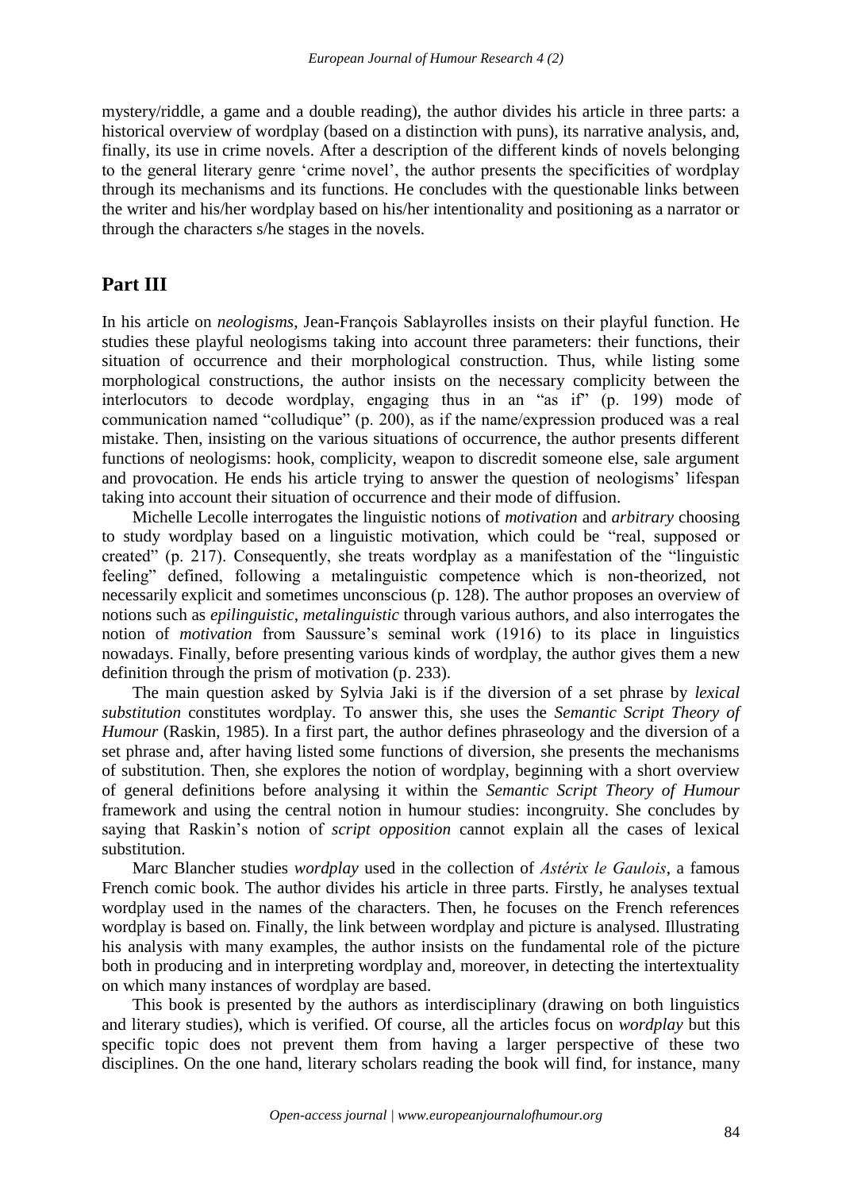mystery/riddle, a game and a double reading), the author divides his article in three parts: a historical overview of wordplay (based on a distinction with puns), its narrative analysis, and, finally, its use in crime novels. After a description of the different kinds of novels belonging to the general literary genre 'crime novel', the author presents the specificities of wordplay through its mechanisms and its functions. He concludes with the questionable links between the writer and his/her wordplay based on his/her intentionality and positioning as a narrator or through the characters s/he stages in the novels.

## Part III

In his article on *neologisms*, Jean-François Sablayrolles insists on their playful function. He studies these playful neologisms taking into account three parameters: their functions, their situation of occurrence and their morphological construction. Thus, while listing some morphological constructions, the author insists on the necessary complicity between the interlocutors to decode wordplay, engaging thus in an "as if" (p. 199) mode of communication named "colludique" (p. 200), as if the name/expression produced was a real mistake. Then, insisting on the various situations of occurrence, the author presents different functions of neologisms: hook, complicity, weapon to discredit someone else, sale argument and provocation. He ends his article trying to answer the question of neologisms' lifespan taking into account their situation of occurrence and their mode of diffusion.

Michelle Lecolle interrogates the linguistic notions of *motivation* and *arbitrary* choosing to study wordplay based on a linguistic motivation, which could be "real, supposed or created" (p. 217). Consequently, she treats wordplay as a manifestation of the "linguistic feeling" defined, following a metalinguistic competence which is non-theorized, not necessarily explicit and sometimes unconscious (p. 128). The author proposes an overview of notions such as *epilinguistic*, *metalinguistic* through various authors, and also interrogates the notion of *motivation* from Saussure's seminal work (1916) to its place in linguistics nowadays. Finally, before presenting various kinds of wordplay, the author gives them a new definition through the prism of motivation (p. 233).

The main question asked by Sylvia Jaki is if the diversion of a set phrase by *lexical substitution* constitutes wordplay. To answer this, she uses the *Semantic Script Theory of Humour* (Raskin, 1985). In a first part, the author defines phraseology and the diversion of a set phrase and, after having listed some functions of diversion, she presents the mechanisms of substitution. Then, she explores the notion of wordplay, beginning with a short overview of general definitions before analysing it within the *Semantic Script Theory of Humour* framework and using the central notion in humour studies: incongruity. She concludes by saying that Raskin's notion of *script opposition* cannot explain all the cases of lexical substitution.

Marc Blancher studies *wordplay* used in the collection of *Astérix le Gaulois*, a famous French comic book. The author divides his article in three parts. Firstly, he analyses textual wordplay used in the names of the characters. Then, he focuses on the French references wordplay is based on. Finally, the link between wordplay and picture is analysed. Illustrating his analysis with many examples, the author insists on the fundamental role of the picture both in producing and in interpreting wordplay and, moreover, in detecting the intertextuality on which many instances of wordplay are based.

This book is presented by the authors as interdisciplinary (drawing on both linguistics and literary studies), which is verified. Of course, all the articles focus on *wordplay* but this specific topic does not prevent them from having a larger perspective of these two disciplines. On the one hand, literary scholars reading the book will find, for instance, many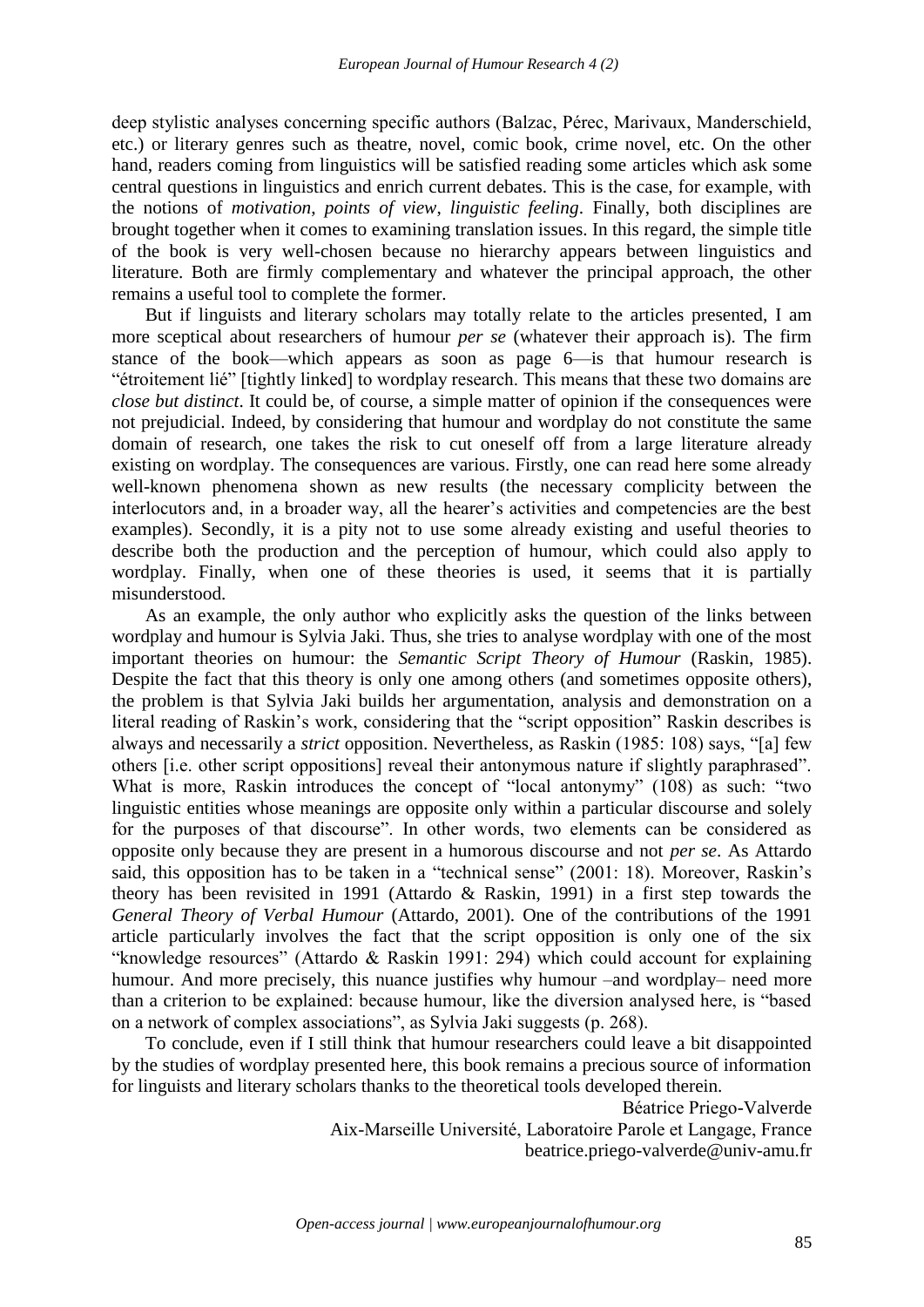deep stylistic analyses concerning specific authors (Balzac, Pérec, Marivaux, Manderschield, etc.) or literary genres such as theatre, novel, comic book, crime novel, etc. On the other hand, readers coming from linguistics will be satisfied reading some articles which ask some central questions in linguistics and enrich current debates. This is the case, for example, with the notions of *motivation*, *points of view*, *linguistic feeling*. Finally, both disciplines are brought together when it comes to examining translation issues. In this regard, the simple title of the book is very well-chosen because no hierarchy appears between linguistics and literature. Both are firmly complementary and whatever the principal approach, the other remains a useful tool to complete the former.

But if linguists and literary scholars may totally relate to the articles presented, I am more sceptical about researchers of humour *per se* (whatever their approach is). The firm stance of the book—which appears as soon as page 6—is that humour research is "étroitement lié" [tightly linked] to wordplay research. This means that these two domains are *close but distinct*. It could be, of course, a simple matter of opinion if the consequences were not prejudicial. Indeed, by considering that humour and wordplay do not constitute the same domain of research, one takes the risk to cut oneself off from a large literature already existing on wordplay. The consequences are various. Firstly, one can read here some already well-known phenomena shown as new results (the necessary complicity between the interlocutors and, in a broader way, all the hearer's activities and competencies are the best examples). Secondly, it is a pity not to use some already existing and useful theories to describe both the production and the perception of humour, which could also apply to wordplay. Finally, when one of these theories is used, it seems that it is partially misunderstood.

As an example, the only author who explicitly asks the question of the links between wordplay and humour is Sylvia Jaki. Thus, she tries to analyse wordplay with one of the most important theories on humour: the *Semantic Script Theory of Humour* (Raskin, 1985). Despite the fact that this theory is only one among others (and sometimes opposite others), the problem is that Sylvia Jaki builds her argumentation, analysis and demonstration on a literal reading of Raskin's work, considering that the "script opposition" Raskin describes is always and necessarily a *strict* opposition. Nevertheless, as Raskin (1985: 108) says, "[a] few others [i.e. other script oppositions] reveal their antonymous nature if slightly paraphrased". What is more, Raskin introduces the concept of "local antonymy" (108) as such: "two linguistic entities whose meanings are opposite only within a particular discourse and solely for the purposes of that discourse". In other words, two elements can be considered as opposite only because they are present in a humorous discourse and not *per se*. As Attardo said, this opposition has to be taken in a "technical sense" (2001: 18). Moreover, Raskin's theory has been revisited in 1991 (Attardo & Raskin, 1991) in a first step towards the *General Theory of Verbal Humour* (Attardo, 2001). One of the contributions of the 1991 article particularly involves the fact that the script opposition is only one of the six "knowledge resources" (Attardo & Raskin 1991: 294) which could account for explaining humour. And more precisely, this nuance justifies why humour –and wordplay– need more than a criterion to be explained: because humour, like the diversion analysed here, is "based on a network of complex associations", as Sylvia Jaki suggests (p. 268).

To conclude, even if I still think that humour researchers could leave a bit disappointed by the studies of wordplay presented here, this book remains a precious source of information for linguists and literary scholars thanks to the theoretical tools developed therein.

Béatrice Priego-Valverde
Aix-Marseille Université, Laboratoire Parole et Langage, France
beatrice.priego-valverde@univ-amu.fr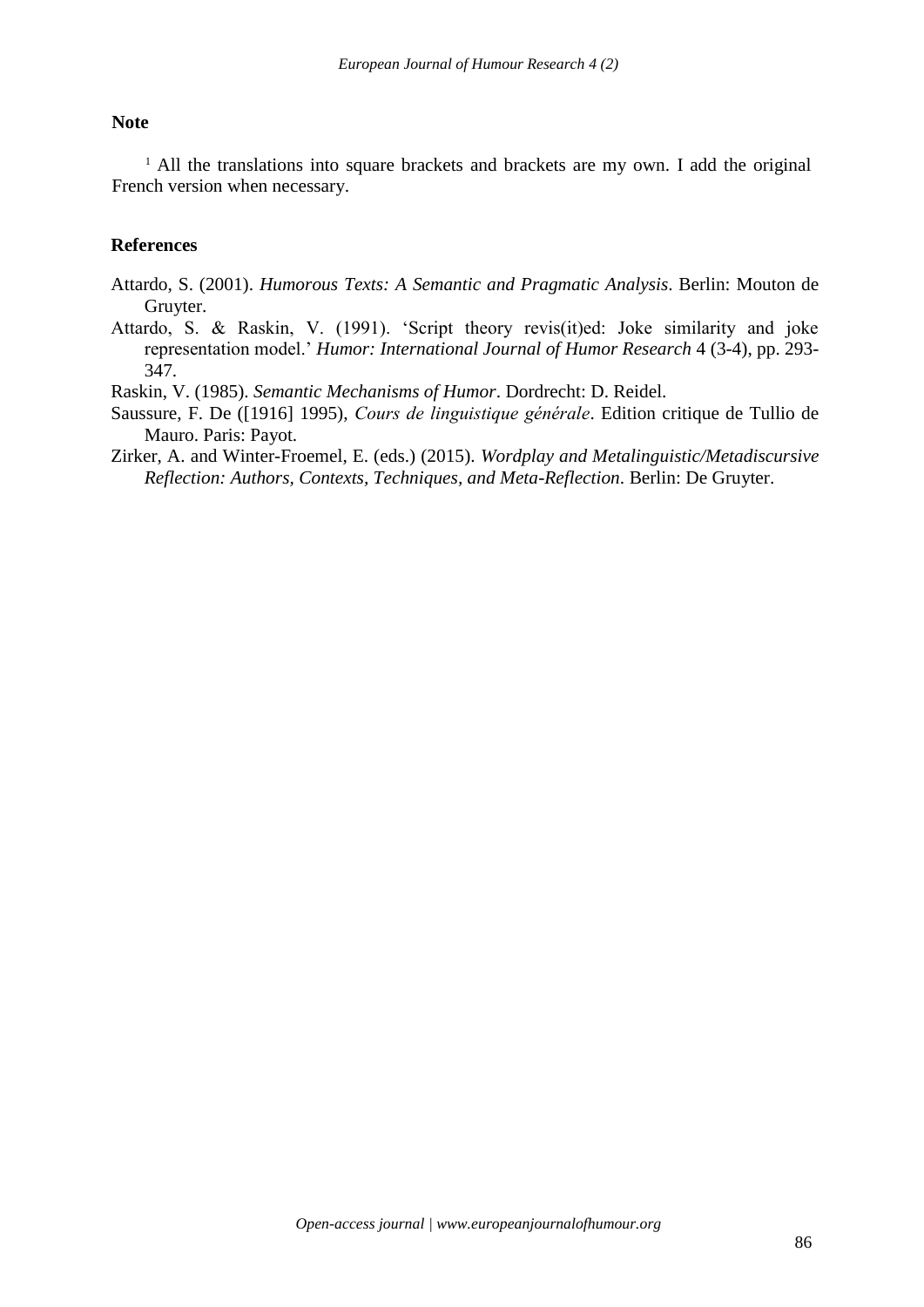## Note

[1] All the translations into square brackets and brackets are my own. I add the original French version when necessary.

## References

Attardo, S. (2001). *Humorous Texts: A Semantic and Pragmatic Analysis*. Berlin: Mouton de Gruyter.

Attardo, S. & Raskin, V. (1991). 'Script theory revis(it)ed: Joke similarity and joke representation model.' *Humor: International Journal of Humor Research* 4 (3-4), pp. 293-347.

Raskin, V. (1985). *Semantic Mechanisms of Humor*. Dordrecht: D. Reidel.

Saussure, F. De ([1916] 1995), *Cours de linguistique générale*. Edition critique de Tullio de Mauro. Paris: Payot.

Zirker, A. and Winter-Froemel, E. (eds.) (2015). *Wordplay and Metalinguistic/Metadiscursive Reflection: Authors, Contexts, Techniques, and Meta-Reflection*. Berlin: De Gruyter.